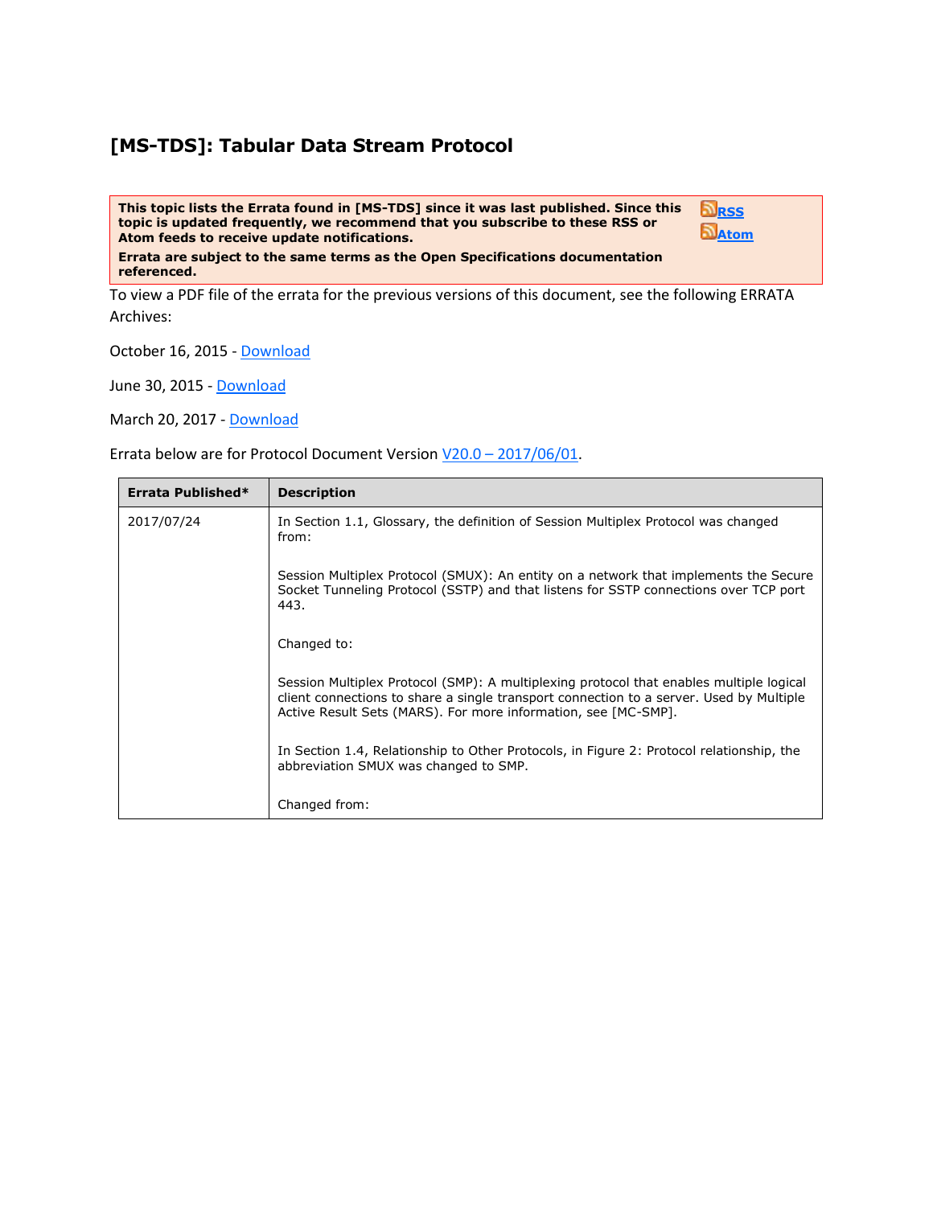# [MS-TDS]: Tabular Data Stream Protocol

**This topic lists the Errata found in [MS-TDS] since it was last published. Since this topic is updated frequently, we recommend that you subscribe to these RSS or Atom feeds to receive update notifications.**

**Errata are subject to the same terms as the Open Specifications documentation referenced.**

RSS

Atom

To view a PDF file of the errata for the previous versions of this document, see the following ERRATA Archives:

October 16, 2015 - Download

June 30, 2015 - Download

March 20, 2017 - Download

Errata below are for Protocol Document Version V20.0 – 2017/06/01.

| Errata Published* | Description |
|---|---|
| 2017/07/24 | In Section 1.1, Glossary, the definition of Session Multiplex Protocol was changed from:<br><br>Session Multiplex Protocol (SMUX): An entity on a network that implements the Secure Socket Tunneling Protocol (SSTP) and that listens for SSTP connections over TCP port 443.<br><br>Changed to:<br><br>Session Multiplex Protocol (SMP): A multiplexing protocol that enables multiple logical client connections to share a single transport connection to a server. Used by Multiple Active Result Sets (MARS). For more information, see [MC-SMP].<br><br>In Section 1.4, Relationship to Other Protocols, in Figure 2: Protocol relationship, the abbreviation SMUX was changed to SMP.<br><br>Changed from: |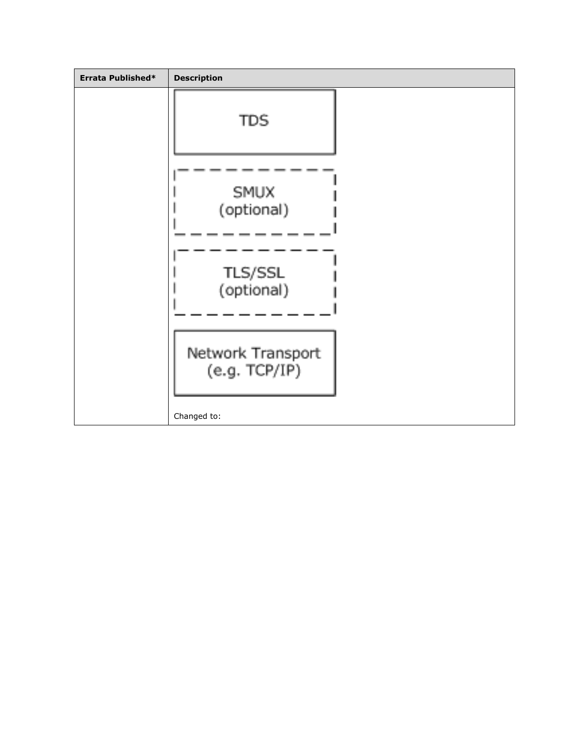| Errata Published* | Description |
| --- | --- |
| | TDS<br><br>SMUX (optional)<br><br>TLS/SSL (optional)<br><br>Network Transport (e.g. TCP/IP)<br><br>Changed to: |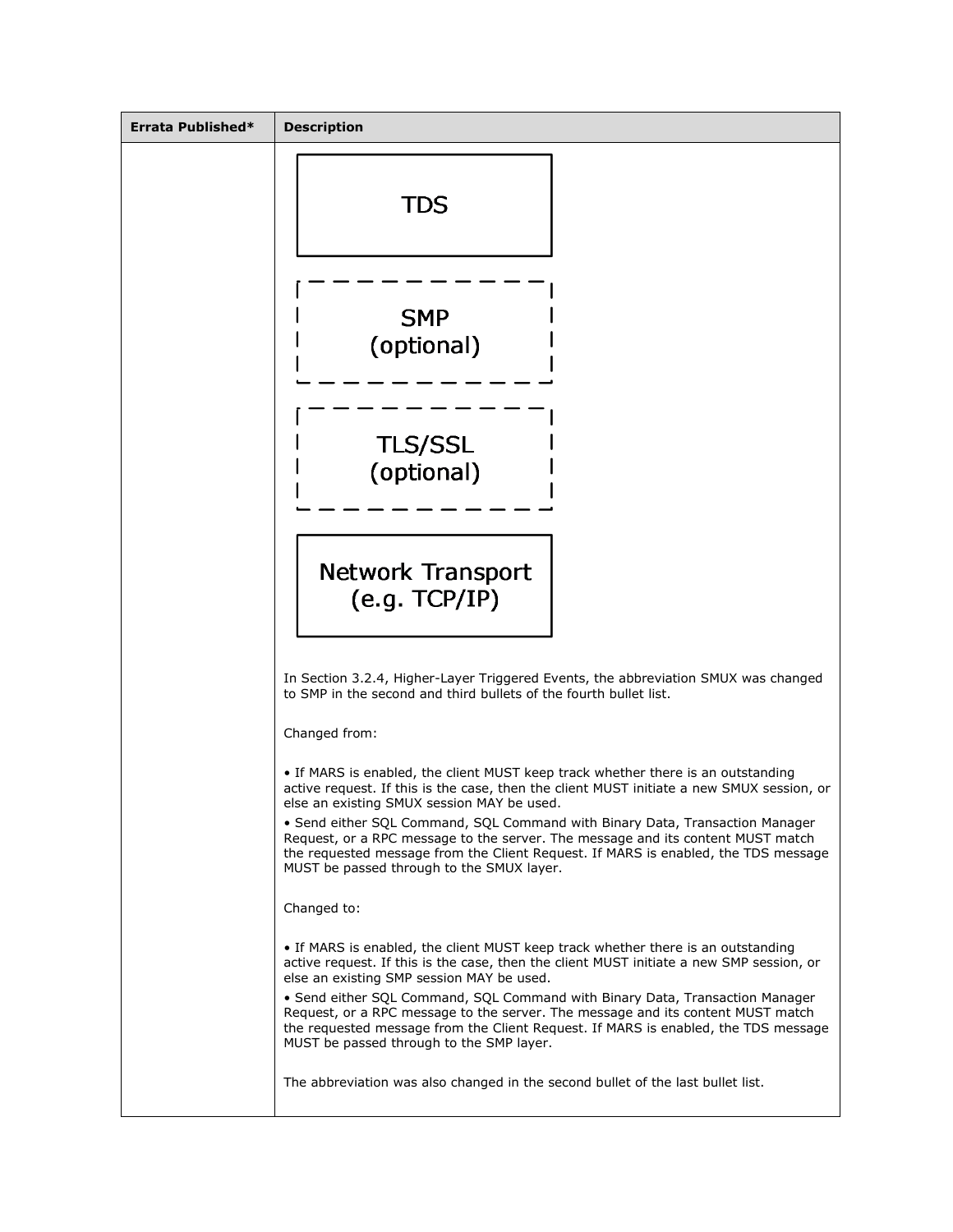| Errata Published* | Description |
| --- | --- |
| | TDS<br><br>SMP (optional)<br><br>TLS/SSL (optional)<br><br>Network Transport (e.g. TCP/IP)<br><br>In Section 3.2.4, Higher-Layer Triggered Events, the abbreviation SMUX was changed to SMP in the second and third bullets of the fourth bullet list.<br><br>Changed from:<br><br>• If MARS is enabled, the client MUST keep track whether there is an outstanding active request. If this is the case, then the client MUST initiate a new SMUX session, or else an existing SMUX session MAY be used.<br>• Send either SQL Command, SQL Command with Binary Data, Transaction Manager Request, or a RPC message to the server. The message and its content MUST match the requested message from the Client Request. If MARS is enabled, the TDS message MUST be passed through to the SMUX layer.<br><br>Changed to:<br><br>• If MARS is enabled, the client MUST keep track whether there is an outstanding active request. If this is the case, then the client MUST initiate a new SMP session, or else an existing SMP session MAY be used.<br>• Send either SQL Command, SQL Command with Binary Data, Transaction Manager Request, or a RPC message to the server. The message and its content MUST match the requested message from the Client Request. If MARS is enabled, the TDS message MUST be passed through to the SMP layer.<br><br>The abbreviation was also changed in the second bullet of the last bullet list. |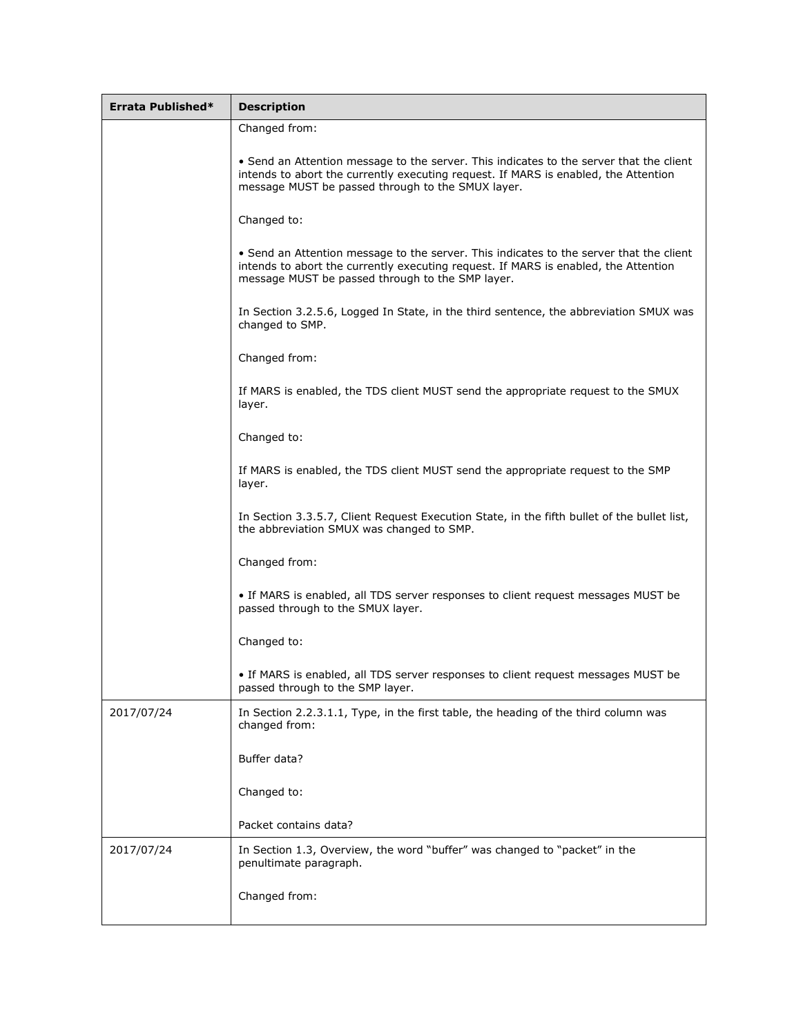| Errata Published* | Description |
| --- | --- |
| | Changed from:<br><br>• Send an Attention message to the server. This indicates to the server that the client intends to abort the currently executing request. If MARS is enabled, the Attention message MUST be passed through to the SMUX layer.<br><br>Changed to:<br><br>• Send an Attention message to the server. This indicates to the server that the client intends to abort the currently executing request. If MARS is enabled, the Attention message MUST be passed through to the SMP layer.<br><br>In Section 3.2.5.6, Logged In State, in the third sentence, the abbreviation SMUX was changed to SMP.<br><br>Changed from:<br><br>If MARS is enabled, the TDS client MUST send the appropriate request to the SMUX layer.<br><br>Changed to:<br><br>If MARS is enabled, the TDS client MUST send the appropriate request to the SMP layer.<br><br>In Section 3.3.5.7, Client Request Execution State, in the fifth bullet of the bullet list, the abbreviation SMUX was changed to SMP.<br><br>Changed from:<br><br>• If MARS is enabled, all TDS server responses to client request messages MUST be passed through to the SMUX layer.<br><br>Changed to:<br><br>• If MARS is enabled, all TDS server responses to client request messages MUST be passed through to the SMP layer. |
| 2017/07/24 | In Section 2.2.3.1.1, Type, in the first table, the heading of the third column was changed from:<br><br>Buffer data?<br><br>Changed to:<br><br>Packet contains data? |
| 2017/07/24 | In Section 1.3, Overview, the word "buffer" was changed to "packet" in the penultimate paragraph.<br><br>Changed from: |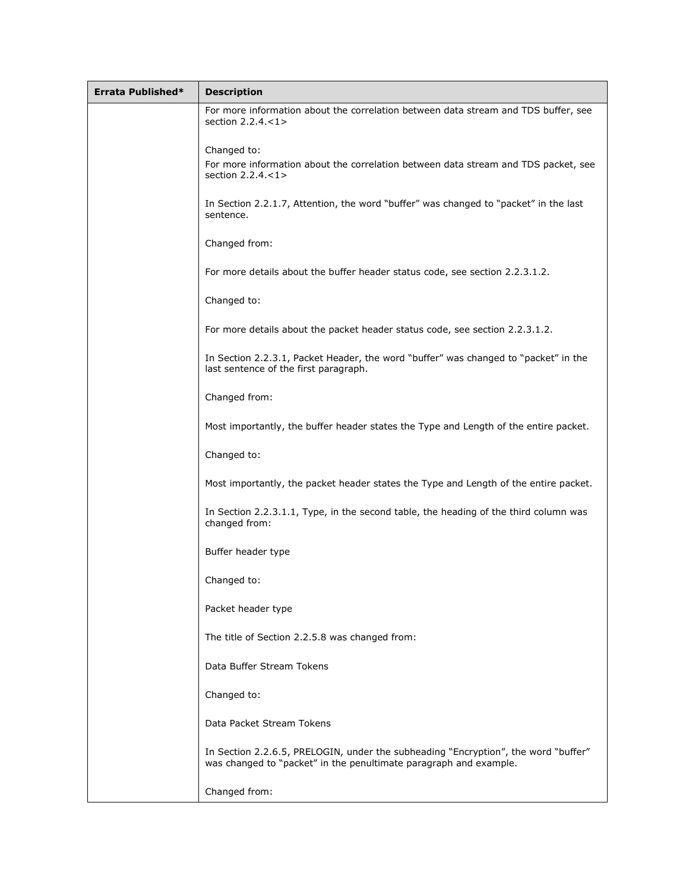| Errata Published* | Description |
| --- | --- |
| | For more information about the correlation between data stream and TDS buffer, see section 2.2.4.<1><br><br>Changed to:<br>For more information about the correlation between data stream and TDS packet, see section 2.2.4.<1><br><br>In Section 2.2.1.7, Attention, the word "buffer" was changed to "packet" in the last sentence.<br><br>Changed from:<br><br>For more details about the buffer header status code, see section 2.2.3.1.2.<br><br>Changed to:<br><br>For more details about the packet header status code, see section 2.2.3.1.2.<br><br>In Section 2.2.3.1, Packet Header, the word "buffer" was changed to "packet" in the last sentence of the first paragraph.<br><br>Changed from:<br><br>Most importantly, the buffer header states the Type and Length of the entire packet.<br><br>Changed to:<br><br>Most importantly, the packet header states the Type and Length of the entire packet.<br><br>In Section 2.2.3.1.1, Type, in the second table, the heading of the third column was changed from:<br><br>Buffer header type<br><br>Changed to:<br><br>Packet header type<br><br>The title of Section 2.2.5.8 was changed from:<br><br>Data Buffer Stream Tokens<br><br>Changed to:<br><br>Data Packet Stream Tokens<br><br>In Section 2.2.6.5, PRELOGIN, under the subheading "Encryption", the word "buffer" was changed to "packet" in the penultimate paragraph and example.<br><br>Changed from: |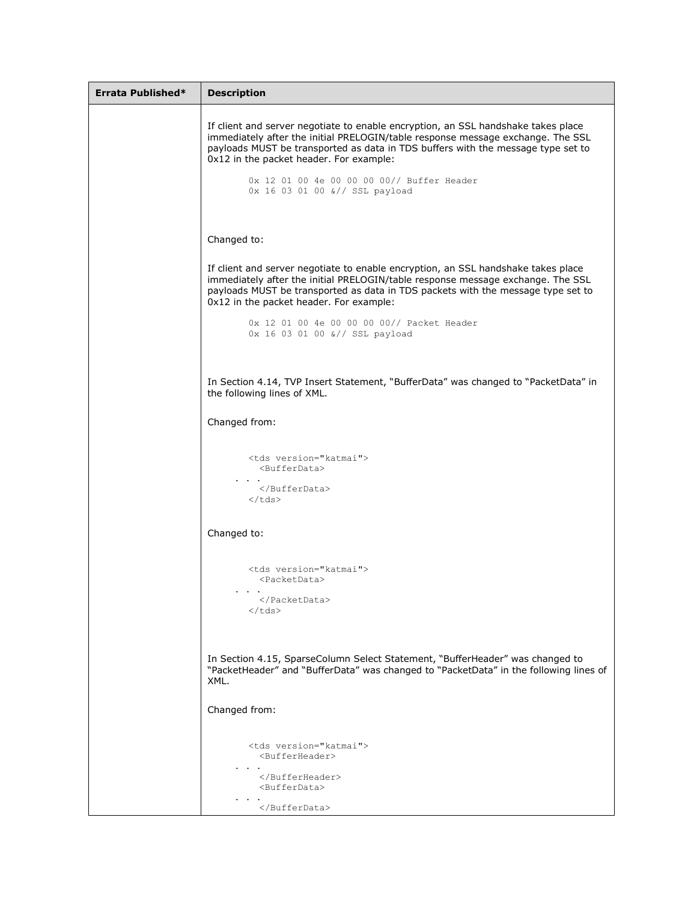| Errata Published* | Description |
| --- | --- |
| | If client and server negotiate to enable encryption, an SSL handshake takes place immediately after the initial PRELOGIN/table response message exchange. The SSL payloads MUST be transported as data in TDS buffers with the message type set to 0x12 in the packet header. For example:<br><br>`0x 12 01 00 4e 00 00 00 00// Buffer Header`<br>`0x 16 03 01 00 &// SSL payload`<br><br>Changed to:<br><br>If client and server negotiate to enable encryption, an SSL handshake takes place immediately after the initial PRELOGIN/table response message exchange. The SSL payloads MUST be transported as data in TDS packets with the message type set to 0x12 in the packet header. For example:<br><br>`0x 12 01 00 4e 00 00 00 00// Packet Header`<br>`0x 16 03 01 00 &// SSL payload`<br><br>In Section 4.14, TVP Insert Statement, "BufferData" was changed to "PacketData" in the following lines of XML.<br><br>Changed from:<br><br>`<tds version="katmai">`<br>`  <BufferData>`<br>`. . .`<br>`  </BufferData>`<br>`</tds>`<br><br>Changed to:<br><br>`<tds version="katmai">`<br>`  <PacketData>`<br>`. . .`<br>`  </PacketData>`<br>`</tds>`<br><br>In Section 4.15, SparseColumn Select Statement, "BufferHeader" was changed to "PacketHeader" and "BufferData" was changed to "PacketData" in the following lines of XML.<br><br>Changed from:<br><br>`<tds version="katmai">`<br>`  <BufferHeader>`<br>`. . .`<br>`  </BufferHeader>`<br>`  <BufferData>`<br>`. . .`<br>`  </BufferData>` |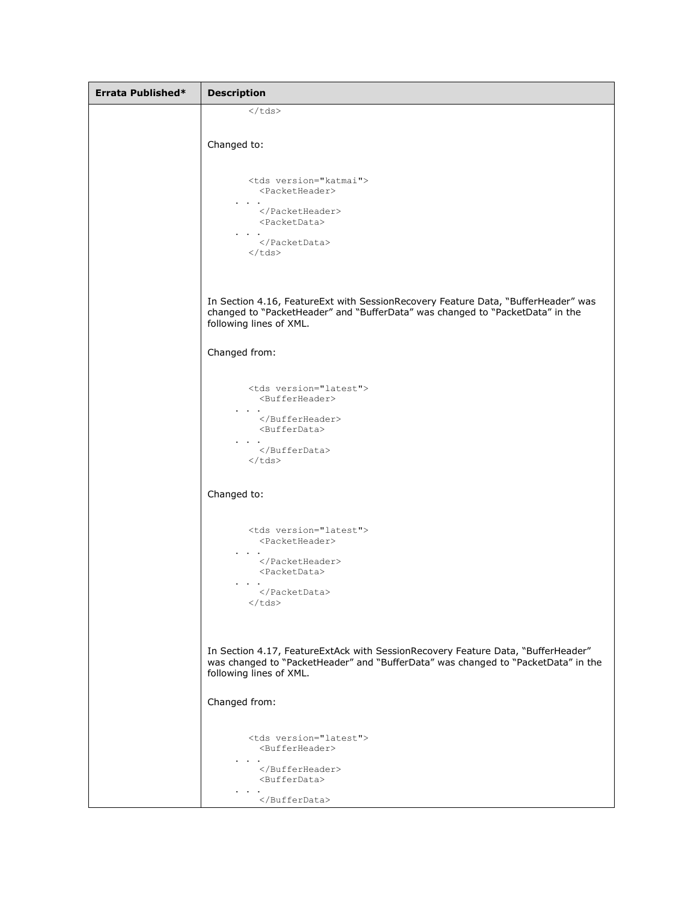| Errata Published* | Description |
| --- | --- |
| | `</tds>`<br><br>Changed to:<br><br>`<tds version="katmai">`<br>`<PacketHeader>`<br>`. . .`<br>`</PacketHeader>`<br>`<PacketData>`<br>`. . .`<br>`</PacketData>`<br>`</tds>`<br><br>In Section 4.16, FeatureExt with SessionRecovery Feature Data, “BufferHeader” was changed to “PacketHeader” and “BufferData” was changed to “PacketData” in the following lines of XML.<br><br>Changed from:<br><br>`<tds version="latest">`<br>`<BufferHeader>`<br>`. . .`<br>`</BufferHeader>`<br>`<BufferData>`<br>`. . .`<br>`</BufferData>`<br>`</tds>`<br><br>Changed to:<br><br>`<tds version="latest">`<br>`<PacketHeader>`<br>`. . .`<br>`</PacketHeader>`<br>`<PacketData>`<br>`. . .`<br>`</PacketData>`<br>`</tds>`<br><br>In Section 4.17, FeatureExtAck with SessionRecovery Feature Data, “BufferHeader” was changed to “PacketHeader” and “BufferData” was changed to “PacketData” in the following lines of XML.<br><br>Changed from:<br><br>`<tds version="latest">`<br>`<BufferHeader>`<br>`. . .`<br>`</BufferHeader>`<br>`<BufferData>`<br>`. . .`<br>`</BufferData>` |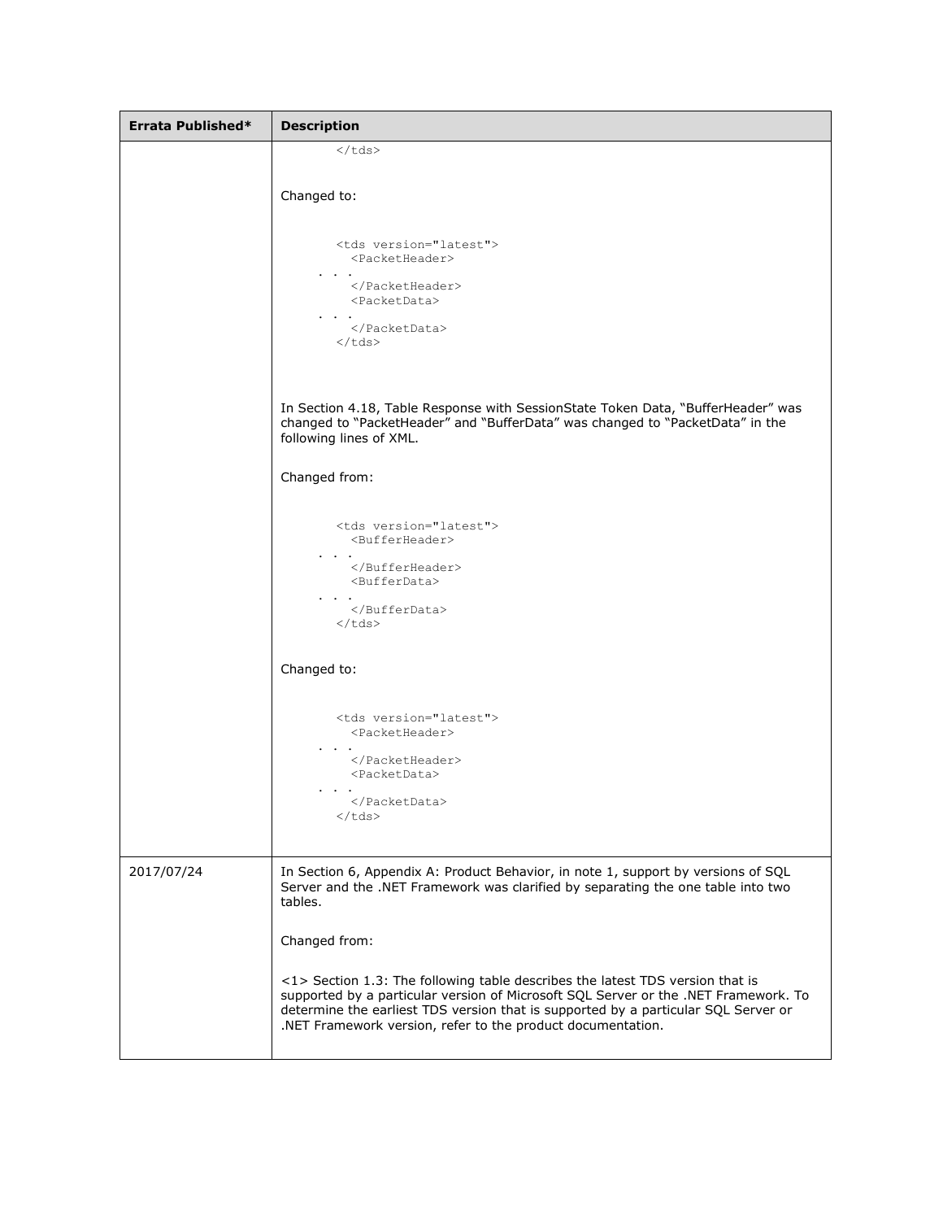| Errata Published* | Description |
| --- | --- |
| | `</tds>`<br><br>Changed to:<br><br>`<tds version="latest">`<br>`  <PacketHeader>`<br>`. . .`<br>`  </PacketHeader>`<br>`  <PacketData>`<br>`. . .`<br>`  </PacketData>`<br>`</tds>`<br><br>In Section 4.18, Table Response with SessionState Token Data, “BufferHeader” was changed to “PacketHeader” and “BufferData” was changed to “PacketData” in the following lines of XML.<br><br>Changed from:<br><br>`<tds version="latest">`<br>`  <BufferHeader>`<br>`. . .`<br>`  </BufferHeader>`<br>`  <BufferData>`<br>`. . .`<br>`  </BufferData>`<br>`</tds>`<br><br>Changed to:<br><br>`<tds version="latest">`<br>`  <PacketHeader>`<br>`. . .`<br>`  </PacketHeader>`<br>`  <PacketData>`<br>`. . .`<br>`  </PacketData>`<br>`</tds>` |
| 2017/07/24 | In Section 6, Appendix A: Product Behavior, in note 1, support by versions of SQL Server and the .NET Framework was clarified by separating the one table into two tables.<br><br>Changed from:<br><br><1> Section 1.3: The following table describes the latest TDS version that is supported by a particular version of Microsoft SQL Server or the .NET Framework. To determine the earliest TDS version that is supported by a particular SQL Server or .NET Framework version, refer to the product documentation. |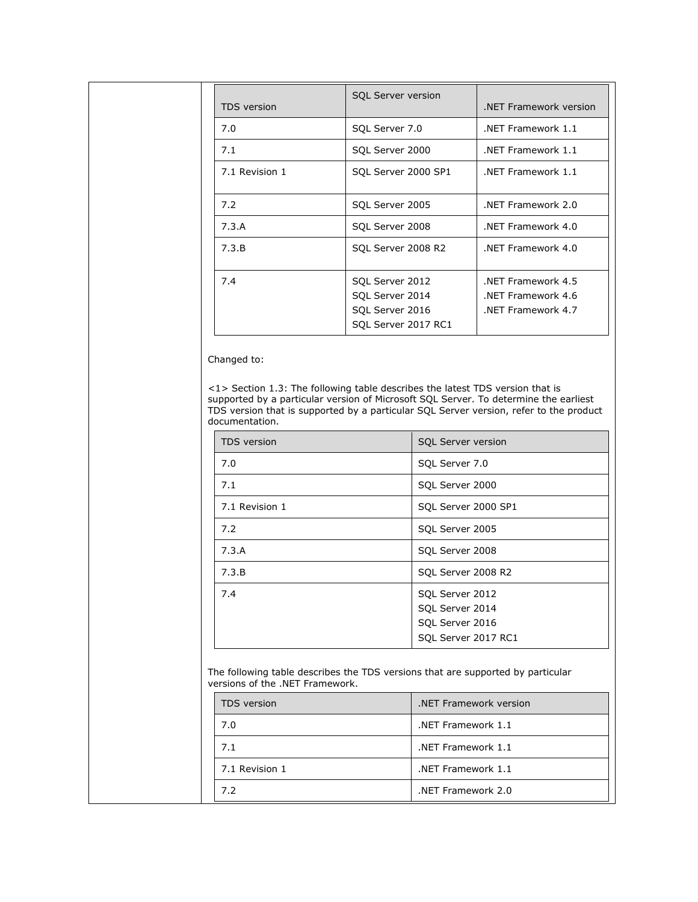| TDS version | SQL Server version | .NET Framework version |
| --- | --- | --- |
| 7.0 | SQL Server 7.0 | .NET Framework 1.1 |
| 7.1 | SQL Server 2000 | .NET Framework 1.1 |
| 7.1 Revision 1 | SQL Server 2000 SP1 | .NET Framework 1.1 |
| 7.2 | SQL Server 2005 | .NET Framework 2.0 |
| 7.3.A | SQL Server 2008 | .NET Framework 4.0 |
| 7.3.B | SQL Server 2008 R2 | .NET Framework 4.0 |
| 7.4 | SQL Server 2012<br>SQL Server 2014<br>SQL Server 2016<br>SQL Server 2017 RC1 | .NET Framework 4.5<br>.NET Framework 4.6<br>.NET Framework 4.7 |

Changed to:

<1> Section 1.3: The following table describes the latest TDS version that is supported by a particular version of Microsoft SQL Server. To determine the earliest TDS version that is supported by a particular SQL Server version, refer to the product documentation.

| TDS version | SQL Server version |
| --- | --- |
| 7.0 | SQL Server 7.0 |
| 7.1 | SQL Server 2000 |
| 7.1 Revision 1 | SQL Server 2000 SP1 |
| 7.2 | SQL Server 2005 |
| 7.3.A | SQL Server 2008 |
| 7.3.B | SQL Server 2008 R2 |
| 7.4 | SQL Server 2012<br>SQL Server 2014<br>SQL Server 2016<br>SQL Server 2017 RC1 |

The following table describes the TDS versions that are supported by particular versions of the .NET Framework.

| TDS version | .NET Framework version |
| --- | --- |
| 7.0 | .NET Framework 1.1 |
| 7.1 | .NET Framework 1.1 |
| 7.1 Revision 1 | .NET Framework 1.1 |
| 7.2 | .NET Framework 2.0 |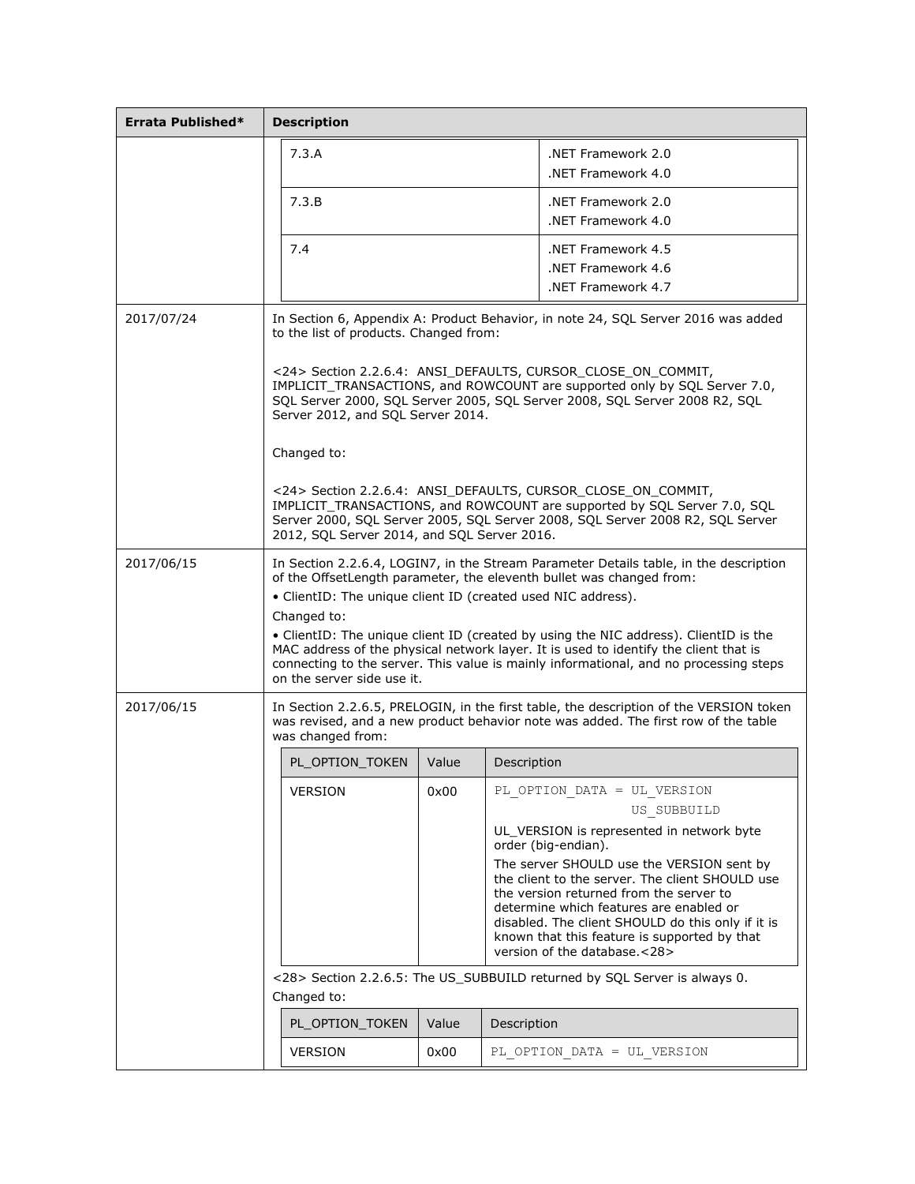| Errata Published* | Description |
| --- | --- |
| | 7.3.A — .NET Framework 2.0, .NET Framework 4.0<br>7.3.B — .NET Framework 2.0, .NET Framework 4.0<br>7.4 — .NET Framework 4.5, .NET Framework 4.6, .NET Framework 4.7 |
| 2017/07/24 | In Section 6, Appendix A: Product Behavior, in note 24, SQL Server 2016 was added to the list of products. Changed from:<br><br><24> Section 2.2.6.4: ANSI_DEFAULTS, CURSOR_CLOSE_ON_COMMIT, IMPLICIT_TRANSACTIONS, and ROWCOUNT are supported only by SQL Server 7.0, SQL Server 2000, SQL Server 2005, SQL Server 2008, SQL Server 2008 R2, SQL Server 2012, and SQL Server 2014.<br><br>Changed to:<br><br><24> Section 2.2.6.4: ANSI_DEFAULTS, CURSOR_CLOSE_ON_COMMIT, IMPLICIT_TRANSACTIONS, and ROWCOUNT are supported by SQL Server 7.0, SQL Server 2000, SQL Server 2005, SQL Server 2008, SQL Server 2008 R2, SQL Server 2012, SQL Server 2014, and SQL Server 2016. |
| 2017/06/15 | In Section 2.2.6.4, LOGIN7, in the Stream Parameter Details table, in the description of the OffsetLength parameter, the eleventh bullet was changed from:<br>• ClientID: The unique client ID (created used NIC address).<br>Changed to:<br>• ClientID: The unique client ID (created by using the NIC address). ClientID is the MAC address of the physical network layer. It is used to identify the client that is connecting to the server. This value is mainly informational, and no processing steps on the server side use it. |
| 2017/06/15 | In Section 2.2.6.5, PRELOGIN, in the first table, the description of the VERSION token was revised, and a new product behavior note was added. The first row of the table was changed from:<br><br>PL_OPTION_TOKEN: VERSION — Value: 0x00 — Description: `PL_OPTION_DATA = UL_VERSION US_SUBBUILD`<br>UL_VERSION is represented in network byte order (big-endian).<br>The server SHOULD use the VERSION sent by the client to the server. The client SHOULD use the version returned from the server to determine which features are enabled or disabled. The client SHOULD do this only if it is known that this feature is supported by that version of the database.<28><br><br><28> Section 2.2.6.5: The US_SUBBUILD returned by SQL Server is always 0.<br>Changed to:<br><br>PL_OPTION_TOKEN: VERSION — Value: 0x00 — Description: `PL_OPTION_DATA = UL_VERSION` |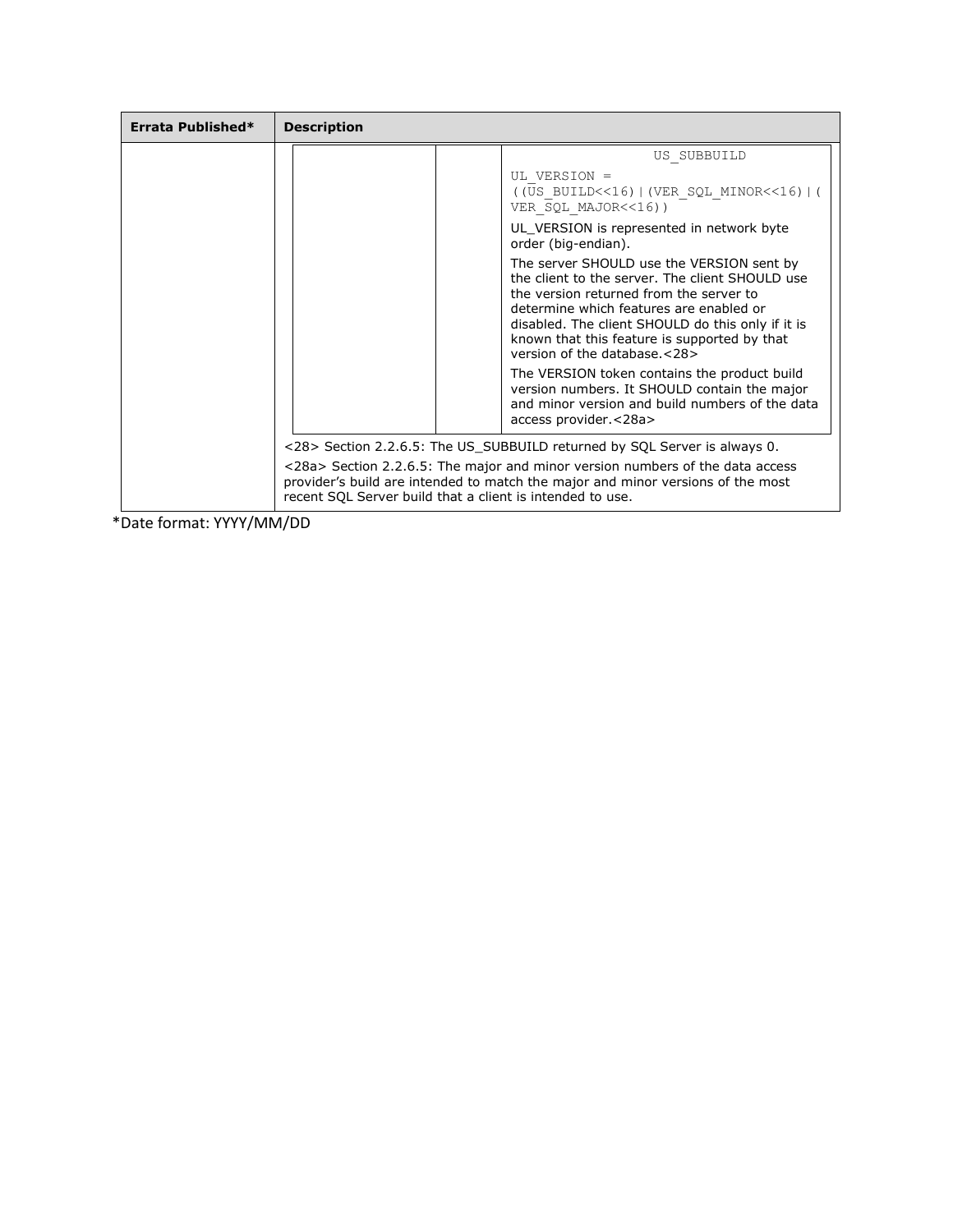| Errata Published* | Description | | |
| --- | --- | --- | --- |
| | | | US_SUBBUILD<br><br>UL_VERSION = ((US_BUILD<<16)\|(VER_SQL_MINOR<<16)\|(VER_SQL_MAJOR<<16))<br><br>UL_VERSION is represented in network byte order (big-endian).<br><br>The server SHOULD use the VERSION sent by the client to the server. The client SHOULD use the version returned from the server to determine which features are enabled or disabled. The client SHOULD do this only if it is known that this feature is supported by that version of the database.<28><br><br>The VERSION token contains the product build version numbers. It SHOULD contain the major and minor version and build numbers of the data access provider.<28a> |
| | <28> Section 2.2.6.5: The US_SUBBUILD returned by SQL Server is always 0.<br><br><28a> Section 2.2.6.5: The major and minor version numbers of the data access provider's build are intended to match the major and minor versions of the most recent SQL Server build that a client is intended to use. | | |

*Date format: YYYY/MM/DD